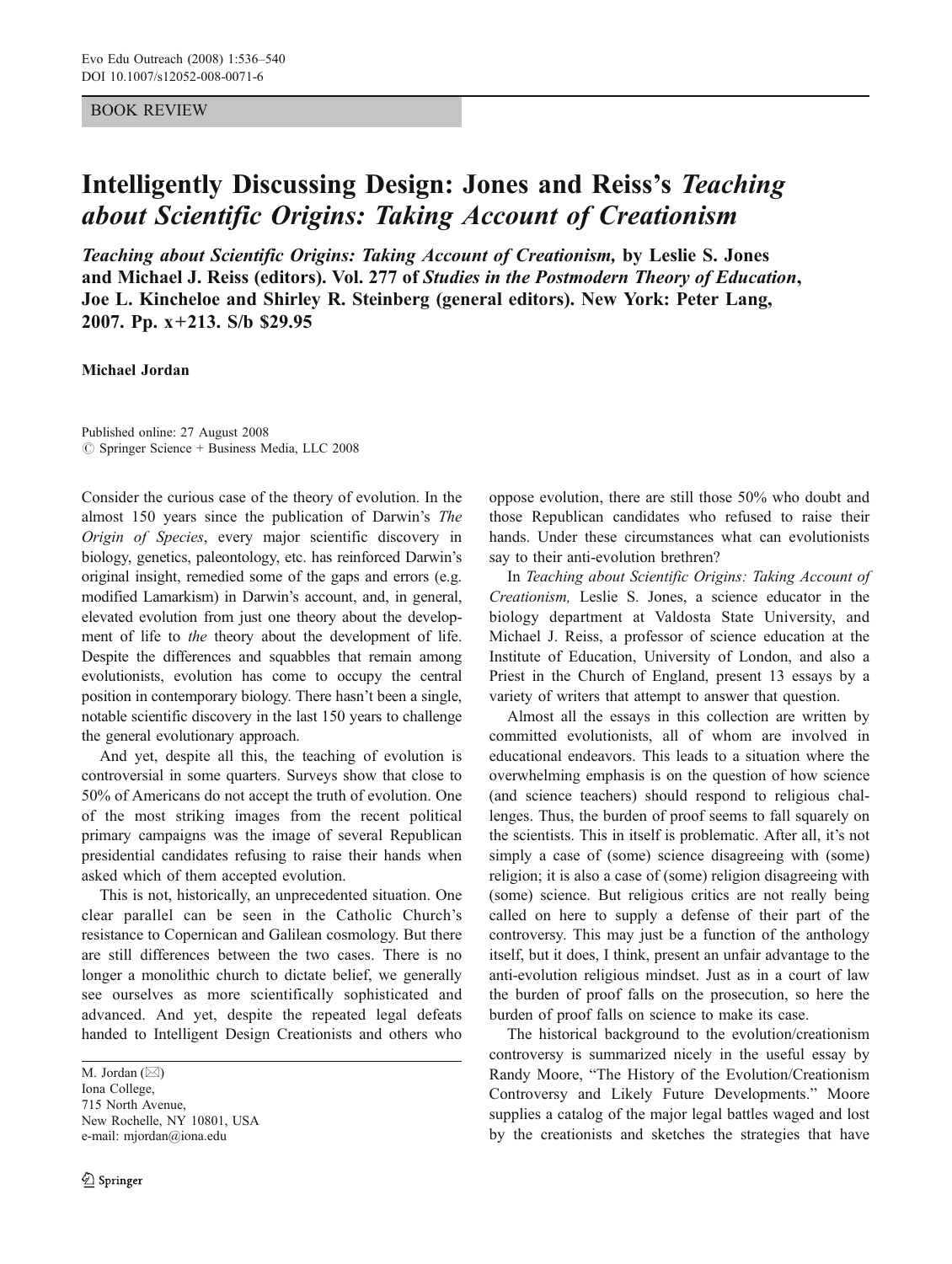BOOK REVIEW

# Intelligently Discussing Design: Jones and Reiss's *Teaching about Scientific Origins: Taking Account of Creationism*

***Teaching about Scientific Origins: Taking Account of Creationism*, by Leslie S. Jones and Michael J. Reiss (editors). Vol. 277 of *Studies in the Postmodern Theory of Education*, Joe L. Kincheloe and Shirley R. Steinberg (general editors). New York: Peter Lang, 2007. Pp. x+213. S/b $29.95**

**Michael Jordan**

Published online: 27 August 2008
© Springer Science + Business Media, LLC 2008

M. Jordan (✉)
Iona College,
715 North Avenue,
New Rochelle, NY 10801, USA
e-mail: mjordan@iona.edu

Consider the curious case of the theory of evolution. In the almost 150 years since the publication of Darwin's *The Origin of Species*, every major scientific discovery in biology, genetics, paleontology, etc. has reinforced Darwin's original insight, remedied some of the gaps and errors (e.g. modified Lamarkism) in Darwin's account, and, in general, elevated evolution from just one theory about the development of life to *the* theory about the development of life. Despite the differences and squabbles that remain among evolutionists, evolution has come to occupy the central position in contemporary biology. There hasn't been a single, notable scientific discovery in the last 150 years to challenge the general evolutionary approach.

And yet, despite all this, the teaching of evolution is controversial in some quarters. Surveys show that close to 50% of Americans do not accept the truth of evolution. One of the most striking images from the recent political primary campaigns was the image of several Republican presidential candidates refusing to raise their hands when asked which of them accepted evolution.

This is not, historically, an unprecedented situation. One clear parallel can be seen in the Catholic Church's resistance to Copernican and Galilean cosmology. But there are still differences between the two cases. There is no longer a monolithic church to dictate belief, we generally see ourselves as more scientifically sophisticated and advanced. And yet, despite the repeated legal defeats handed to Intelligent Design Creationists and others who oppose evolution, there are still those 50% who doubt and those Republican candidates who refused to raise their hands. Under these circumstances what can evolutionists say to their anti-evolution brethren?

In *Teaching about Scientific Origins: Taking Account of Creationism,* Leslie S. Jones, a science educator in the biology department at Valdosta State University, and Michael J. Reiss, a professor of science education at the Institute of Education, University of London, and also a Priest in the Church of England, present 13 essays by a variety of writers that attempt to answer that question.

Almost all the essays in this collection are written by committed evolutionists, all of whom are involved in educational endeavors. This leads to a situation where the overwhelming emphasis is on the question of how science (and science teachers) should respond to religious challenges. Thus, the burden of proof seems to fall squarely on the scientists. This in itself is problematic. After all, it's not simply a case of (some) science disagreeing with (some) religion; it is also a case of (some) religion disagreeing with (some) science. But religious critics are not really being called on here to supply a defense of their part of the controversy. This may just be a function of the anthology itself, but it does, I think, present an unfair advantage to the anti-evolution religious mindset. Just as in a court of law the burden of proof falls on the prosecution, so here the burden of proof falls on science to make its case.

The historical background to the evolution/creationism controversy is summarized nicely in the useful essay by Randy Moore, "The History of the Evolution/Creationism Controversy and Likely Future Developments." Moore supplies a catalog of the major legal battles waged and lost by the creationists and sketches the strategies that have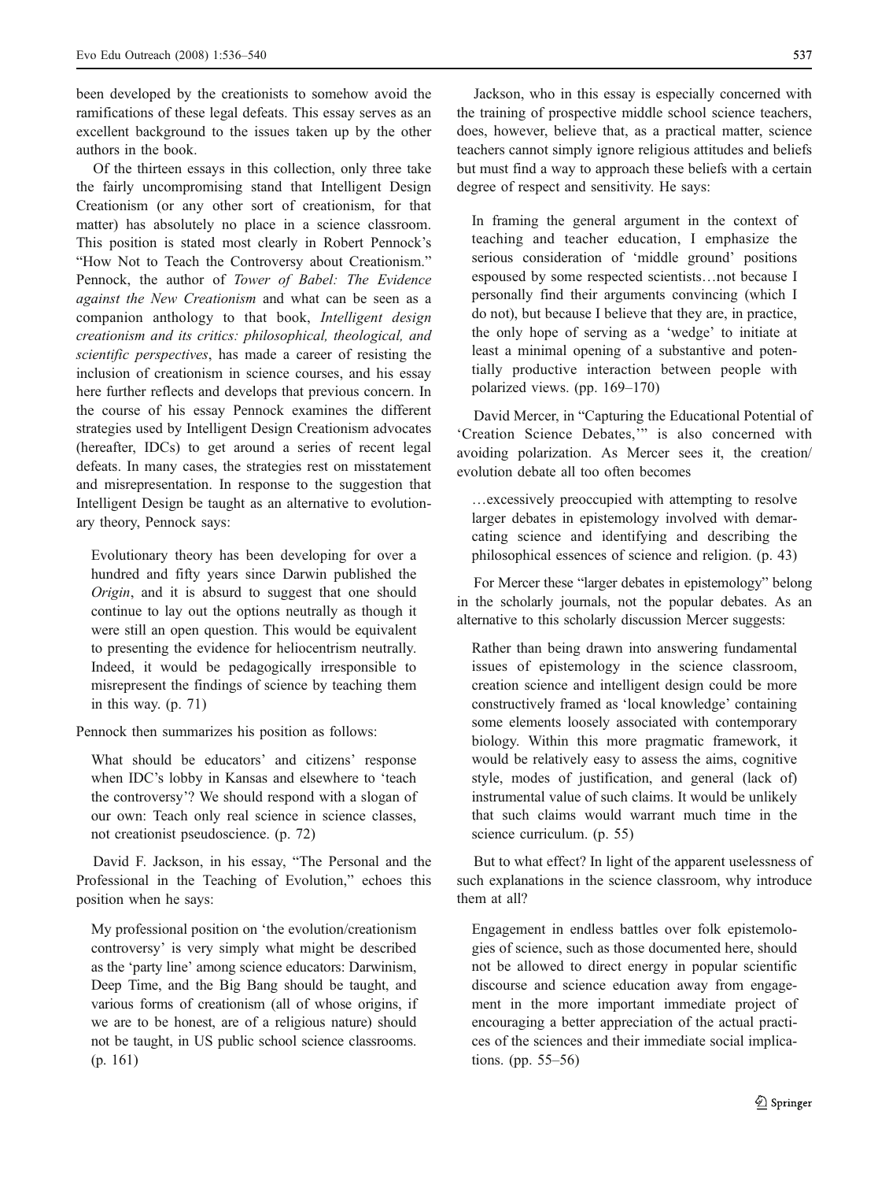been developed by the creationists to somehow avoid the ramifications of these legal defeats. This essay serves as an excellent background to the issues taken up by the other authors in the book.

Of the thirteen essays in this collection, only three take the fairly uncompromising stand that Intelligent Design Creationism (or any other sort of creationism, for that matter) has absolutely no place in a science classroom. This position is stated most clearly in Robert Pennock's "How Not to Teach the Controversy about Creationism." Pennock, the author of *Tower of Babel: The Evidence against the New Creationism* and what can be seen as a companion anthology to that book, *Intelligent design creationism and its critics: philosophical, theological, and scientific perspectives*, has made a career of resisting the inclusion of creationism in science courses, and his essay here further reflects and develops that previous concern. In the course of his essay Pennock examines the different strategies used by Intelligent Design Creationism advocates (hereafter, IDCs) to get around a series of recent legal defeats. In many cases, the strategies rest on misstatement and misrepresentation. In response to the suggestion that Intelligent Design be taught as an alternative to evolutionary theory, Pennock says:

> Evolutionary theory has been developing for over a hundred and fifty years since Darwin published the *Origin*, and it is absurd to suggest that one should continue to lay out the options neutrally as though it were still an open question. This would be equivalent to presenting the evidence for heliocentrism neutrally. Indeed, it would be pedagogically irresponsible to misrepresent the findings of science by teaching them in this way. (p. 71)

Pennock then summarizes his position as follows:

> What should be educators' and citizens' response when IDC's lobby in Kansas and elsewhere to 'teach the controversy'? We should respond with a slogan of our own: Teach only real science in science classes, not creationist pseudoscience. (p. 72)

David F. Jackson, in his essay, "The Personal and the Professional in the Teaching of Evolution," echoes this position when he says:

> My professional position on 'the evolution/creationism controversy' is very simply what might be described as the 'party line' among science educators: Darwinism, Deep Time, and the Big Bang should be taught, and various forms of creationism (all of whose origins, if we are to be honest, are of a religious nature) should not be taught, in US public school science classrooms. (p. 161)

Jackson, who in this essay is especially concerned with the training of prospective middle school science teachers, does, however, believe that, as a practical matter, science teachers cannot simply ignore religious attitudes and beliefs but must find a way to approach these beliefs with a certain degree of respect and sensitivity. He says:

> In framing the general argument in the context of teaching and teacher education, I emphasize the serious consideration of 'middle ground' positions espoused by some respected scientists…not because I personally find their arguments convincing (which I do not), but because I believe that they are, in practice, the only hope of serving as a 'wedge' to initiate at least a minimal opening of a substantive and potentially productive interaction between people with polarized views. (pp. 169–170)

David Mercer, in "Capturing the Educational Potential of 'Creation Science Debates,'" is also concerned with avoiding polarization. As Mercer sees it, the creation/evolution debate all too often becomes

> …excessively preoccupied with attempting to resolve larger debates in epistemology involved with demarcating science and identifying and describing the philosophical essences of science and religion. (p. 43)

For Mercer these "larger debates in epistemology" belong in the scholarly journals, not the popular debates. As an alternative to this scholarly discussion Mercer suggests:

> Rather than being drawn into answering fundamental issues of epistemology in the science classroom, creation science and intelligent design could be more constructively framed as 'local knowledge' containing some elements loosely associated with contemporary biology. Within this more pragmatic framework, it would be relatively easy to assess the aims, cognitive style, modes of justification, and general (lack of) instrumental value of such claims. It would be unlikely that such claims would warrant much time in the science curriculum. (p. 55)

But to what effect? In light of the apparent uselessness of such explanations in the science classroom, why introduce them at all?

> Engagement in endless battles over folk epistemologies of science, such as those documented here, should not be allowed to direct energy in popular scientific discourse and science education away from engagement in the more important immediate project of encouraging a better appreciation of the actual practices of the sciences and their immediate social implications. (pp. 55–56)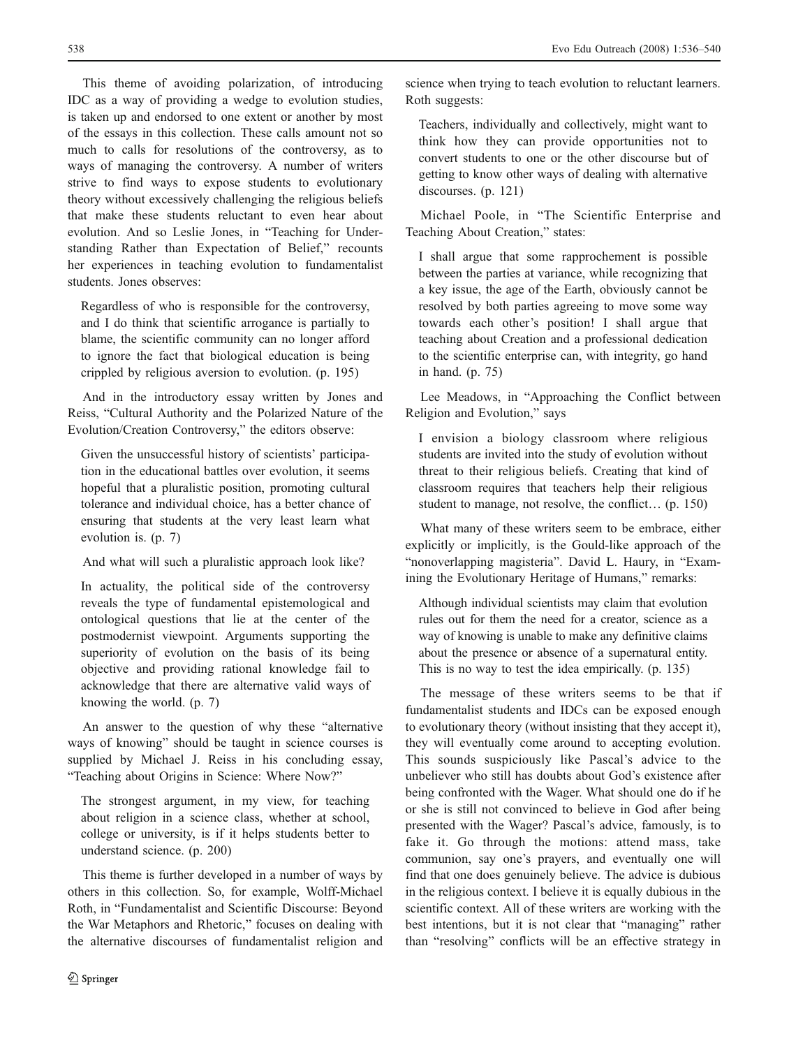This theme of avoiding polarization, of introducing IDC as a way of providing a wedge to evolution studies, is taken up and endorsed to one extent or another by most of the essays in this collection. These calls amount not so much to calls for resolutions of the controversy, as to ways of managing the controversy. A number of writers strive to find ways to expose students to evolutionary theory without excessively challenging the religious beliefs that make these students reluctant to even hear about evolution. And so Leslie Jones, in "Teaching for Understanding Rather than Expectation of Belief," recounts her experiences in teaching evolution to fundamentalist students. Jones observes:

> Regardless of who is responsible for the controversy, and I do think that scientific arrogance is partially to blame, the scientific community can no longer afford to ignore the fact that biological education is being crippled by religious aversion to evolution. (p. 195)

And in the introductory essay written by Jones and Reiss, "Cultural Authority and the Polarized Nature of the Evolution/Creation Controversy," the editors observe:

> Given the unsuccessful history of scientists' participation in the educational battles over evolution, it seems hopeful that a pluralistic position, promoting cultural tolerance and individual choice, has a better chance of ensuring that students at the very least learn what evolution is. (p. 7)

And what will such a pluralistic approach look like?

> In actuality, the political side of the controversy reveals the type of fundamental epistemological and ontological questions that lie at the center of the postmodernist viewpoint. Arguments supporting the superiority of evolution on the basis of its being objective and providing rational knowledge fail to acknowledge that there are alternative valid ways of knowing the world. (p. 7)

An answer to the question of why these "alternative ways of knowing" should be taught in science courses is supplied by Michael J. Reiss in his concluding essay, "Teaching about Origins in Science: Where Now?"

> The strongest argument, in my view, for teaching about religion in a science class, whether at school, college or university, is if it helps students better to understand science. (p. 200)

This theme is further developed in a number of ways by others in this collection. So, for example, Wolff-Michael Roth, in "Fundamentalist and Scientific Discourse: Beyond the War Metaphors and Rhetoric," focuses on dealing with the alternative discourses of fundamentalist religion and science when trying to teach evolution to reluctant learners. Roth suggests:

> Teachers, individually and collectively, might want to think how they can provide opportunities not to convert students to one or the other discourse but of getting to know other ways of dealing with alternative discourses. (p. 121)

Michael Poole, in "The Scientific Enterprise and Teaching About Creation," states:

> I shall argue that some rapprochement is possible between the parties at variance, while recognizing that a key issue, the age of the Earth, obviously cannot be resolved by both parties agreeing to move some way towards each other's position! I shall argue that teaching about Creation and a professional dedication to the scientific enterprise can, with integrity, go hand in hand. (p. 75)

Lee Meadows, in "Approaching the Conflict between Religion and Evolution," says

> I envision a biology classroom where religious students are invited into the study of evolution without threat to their religious beliefs. Creating that kind of classroom requires that teachers help their religious student to manage, not resolve, the conflict… (p. 150)

What many of these writers seem to be embrace, either explicitly or implicitly, is the Gould-like approach of the "nonoverlapping magisteria". David L. Haury, in "Examining the Evolutionary Heritage of Humans," remarks:

> Although individual scientists may claim that evolution rules out for them the need for a creator, science as a way of knowing is unable to make any definitive claims about the presence or absence of a supernatural entity. This is no way to test the idea empirically. (p. 135)

The message of these writers seems to be that if fundamentalist students and IDCs can be exposed enough to evolutionary theory (without insisting that they accept it), they will eventually come around to accepting evolution. This sounds suspiciously like Pascal's advice to the unbeliever who still has doubts about God's existence after being confronted with the Wager. What should one do if he or she is still not convinced to believe in God after being presented with the Wager? Pascal's advice, famously, is to fake it. Go through the motions: attend mass, take communion, say one's prayers, and eventually one will find that one does genuinely believe. The advice is dubious in the religious context. I believe it is equally dubious in the scientific context. All of these writers are working with the best intentions, but it is not clear that "managing" rather than "resolving" conflicts will be an effective strategy in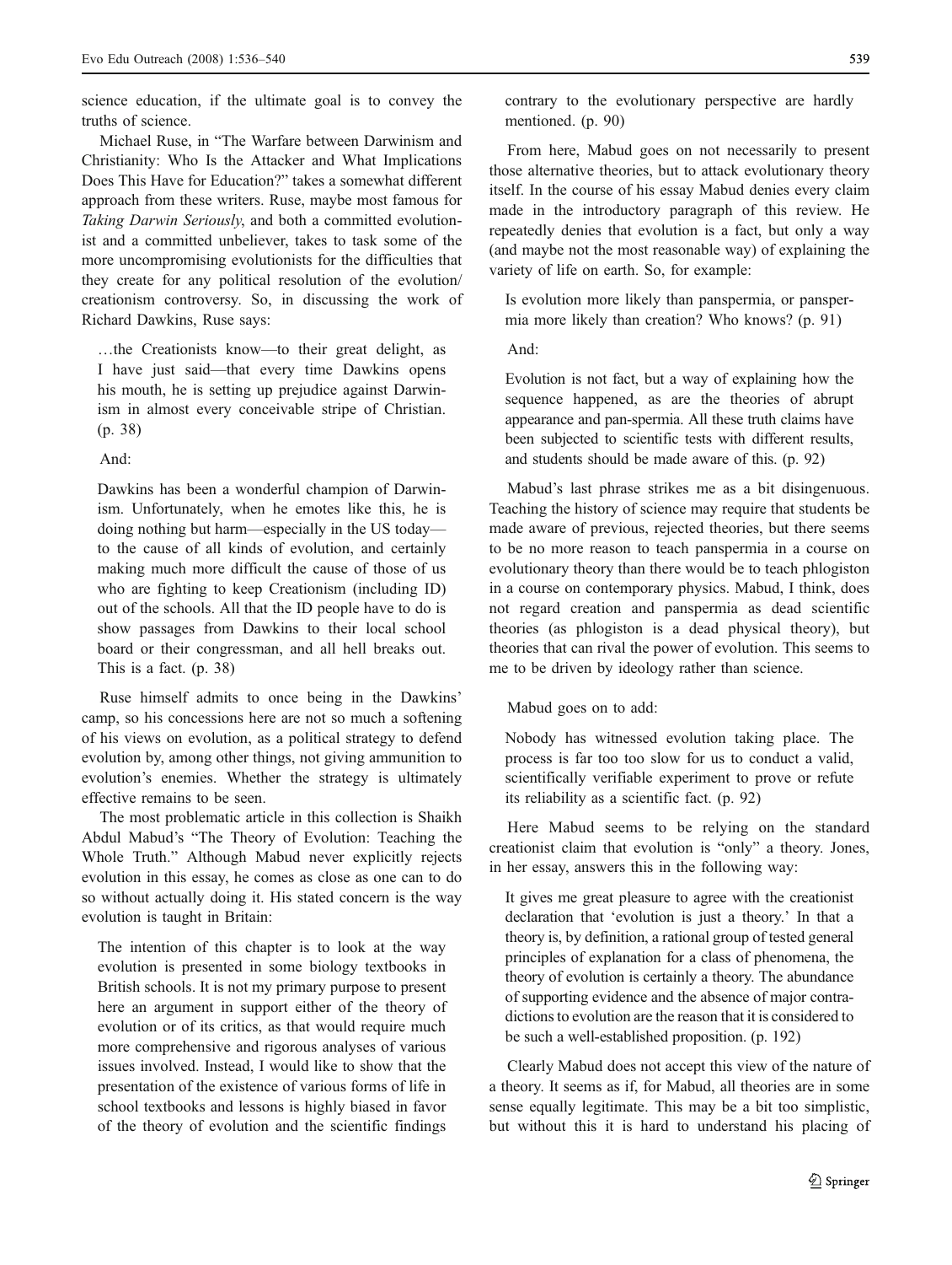science education, if the ultimate goal is to convey the truths of science.

Michael Ruse, in "The Warfare between Darwinism and Christianity: Who Is the Attacker and What Implications Does This Have for Education?" takes a somewhat different approach from these writers. Ruse, maybe most famous for *Taking Darwin Seriously*, and both a committed evolutionist and a committed unbeliever, takes to task some of the more uncompromising evolutionists for the difficulties that they create for any political resolution of the evolution/creationism controversy. So, in discussing the work of Richard Dawkins, Ruse says:

> …the Creationists know—to their great delight, as I have just said—that every time Dawkins opens his mouth, he is setting up prejudice against Darwinism in almost every conceivable stripe of Christian. (p. 38)

And:

> Dawkins has been a wonderful champion of Darwinism. Unfortunately, when he emotes like this, he is doing nothing but harm—especially in the US today—to the cause of all kinds of evolution, and certainly making much more difficult the cause of those of us who are fighting to keep Creationism (including ID) out of the schools. All that the ID people have to do is show passages from Dawkins to their local school board or their congressman, and all hell breaks out. This is a fact. (p. 38)

Ruse himself admits to once being in the Dawkins' camp, so his concessions here are not so much a softening of his views on evolution, as a political strategy to defend evolution by, among other things, not giving ammunition to evolution's enemies. Whether the strategy is ultimately effective remains to be seen.

The most problematic article in this collection is Shaikh Abdul Mabud's "The Theory of Evolution: Teaching the Whole Truth." Although Mabud never explicitly rejects evolution in this essay, he comes as close as one can to do so without actually doing it. His stated concern is the way evolution is taught in Britain:

> The intention of this chapter is to look at the way evolution is presented in some biology textbooks in British schools. It is not my primary purpose to present here an argument in support either of the theory of evolution or of its critics, as that would require much more comprehensive and rigorous analyses of various issues involved. Instead, I would like to show that the presentation of the existence of various forms of life in school textbooks and lessons is highly biased in favor of the theory of evolution and the scientific findings contrary to the evolutionary perspective are hardly mentioned. (p. 90)

From here, Mabud goes on not necessarily to present those alternative theories, but to attack evolutionary theory itself. In the course of his essay Mabud denies every claim made in the introductory paragraph of this review. He repeatedly denies that evolution is a fact, but only a way (and maybe not the most reasonable way) of explaining the variety of life on earth. So, for example:

> Is evolution more likely than panspermia, or panspermia more likely than creation? Who knows? (p. 91)

And:

> Evolution is not fact, but a way of explaining how the sequence happened, as are the theories of abrupt appearance and pan-spermia. All these truth claims have been subjected to scientific tests with different results, and students should be made aware of this. (p. 92)

Mabud's last phrase strikes me as a bit disingenuous. Teaching the history of science may require that students be made aware of previous, rejected theories, but there seems to be no more reason to teach panspermia in a course on evolutionary theory than there would be to teach phlogiston in a course on contemporary physics. Mabud, I think, does not regard creation and panspermia as dead scientific theories (as phlogiston is a dead physical theory), but theories that can rival the power of evolution. This seems to me to be driven by ideology rather than science.

Mabud goes on to add:

> Nobody has witnessed evolution taking place. The process is far too too slow for us to conduct a valid, scientifically verifiable experiment to prove or refute its reliability as a scientific fact. (p. 92)

Here Mabud seems to be relying on the standard creationist claim that evolution is "only" a theory. Jones, in her essay, answers this in the following way:

> It gives me great pleasure to agree with the creationist declaration that 'evolution is just a theory.' In that a theory is, by definition, a rational group of tested general principles of explanation for a class of phenomena, the theory of evolution is certainly a theory. The abundance of supporting evidence and the absence of major contradictions to evolution are the reason that it is considered to be such a well-established proposition. (p. 192)

Clearly Mabud does not accept this view of the nature of a theory. It seems as if, for Mabud, all theories are in some sense equally legitimate. This may be a bit too simplistic, but without this it is hard to understand his placing of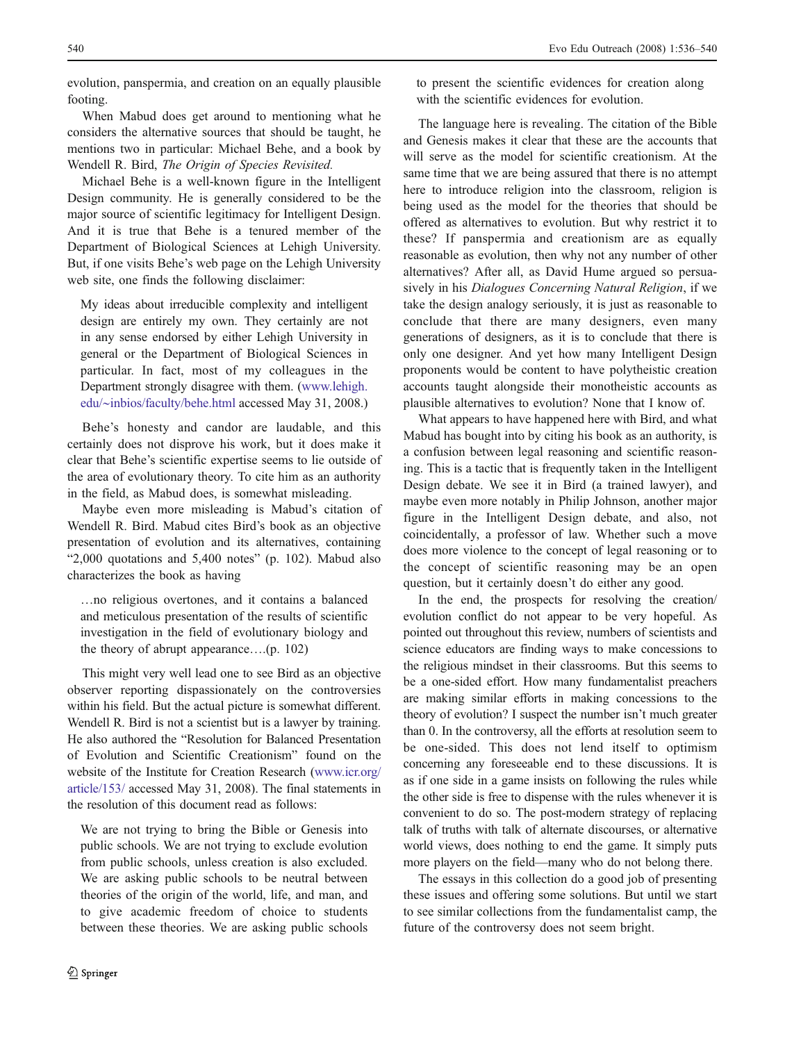evolution, panspermia, and creation on an equally plausible footing.

When Mabud does get around to mentioning what he considers the alternative sources that should be taught, he mentions two in particular: Michael Behe, and a book by Wendell R. Bird, *The Origin of Species Revisited.*

Michael Behe is a well-known figure in the Intelligent Design community. He is generally considered to be the major source of scientific legitimacy for Intelligent Design. And it is true that Behe is a tenured member of the Department of Biological Sciences at Lehigh University. But, if one visits Behe's web page on the Lehigh University web site, one finds the following disclaimer:

> My ideas about irreducible complexity and intelligent design are entirely my own. They certainly are not in any sense endorsed by either Lehigh University in general or the Department of Biological Sciences in particular. In fact, most of my colleagues in the Department strongly disagree with them. (www.lehigh.edu/~inbios/faculty/behe.html accessed May 31, 2008.)

Behe's honesty and candor are laudable, and this certainly does not disprove his work, but it does make it clear that Behe's scientific expertise seems to lie outside of the area of evolutionary theory. To cite him as an authority in the field, as Mabud does, is somewhat misleading.

Maybe even more misleading is Mabud's citation of Wendell R. Bird. Mabud cites Bird's book as an objective presentation of evolution and its alternatives, containing "2,000 quotations and 5,400 notes" (p. 102). Mabud also characterizes the book as having

> …no religious overtones, and it contains a balanced and meticulous presentation of the results of scientific investigation in the field of evolutionary biology and the theory of abrupt appearance….(p. 102)

This might very well lead one to see Bird as an objective observer reporting dispassionately on the controversies within his field. But the actual picture is somewhat different. Wendell R. Bird is not a scientist but is a lawyer by training. He also authored the "Resolution for Balanced Presentation of Evolution and Scientific Creationism" found on the website of the Institute for Creation Research (www.icr.org/article/153/ accessed May 31, 2008). The final statements in the resolution of this document read as follows:

> We are not trying to bring the Bible or Genesis into public schools. We are not trying to exclude evolution from public schools, unless creation is also excluded. We are asking public schools to be neutral between theories of the origin of the world, life, and man, and to give academic freedom of choice to students between these theories. We are asking public schools to present the scientific evidences for creation along with the scientific evidences for evolution.

The language here is revealing. The citation of the Bible and Genesis makes it clear that these are the accounts that will serve as the model for scientific creationism. At the same time that we are being assured that there is no attempt here to introduce religion into the classroom, religion is being used as the model for the theories that should be offered as alternatives to evolution. But why restrict it to these? If panspermia and creationism are as equally reasonable as evolution, then why not any number of other alternatives? After all, as David Hume argued so persuasively in his *Dialogues Concerning Natural Religion*, if we take the design analogy seriously, it is just as reasonable to conclude that there are many designers, even many generations of designers, as it is to conclude that there is only one designer. And yet how many Intelligent Design proponents would be content to have polytheistic creation accounts taught alongside their monotheistic accounts as plausible alternatives to evolution? None that I know of.

What appears to have happened here with Bird, and what Mabud has bought into by citing his book as an authority, is a confusion between legal reasoning and scientific reasoning. This is a tactic that is frequently taken in the Intelligent Design debate. We see it in Bird (a trained lawyer), and maybe even more notably in Philip Johnson, another major figure in the Intelligent Design debate, and also, not coincidentally, a professor of law. Whether such a move does more violence to the concept of legal reasoning or to the concept of scientific reasoning may be an open question, but it certainly doesn't do either any good.

In the end, the prospects for resolving the creation/evolution conflict do not appear to be very hopeful. As pointed out throughout this review, numbers of scientists and science educators are finding ways to make concessions to the religious mindset in their classrooms. But this seems to be a one-sided effort. How many fundamentalist preachers are making similar efforts in making concessions to the theory of evolution? I suspect the number isn't much greater than 0. In the controversy, all the efforts at resolution seem to be one-sided. This does not lend itself to optimism concerning any foreseeable end to these discussions. It is as if one side in a game insists on following the rules while the other side is free to dispense with the rules whenever it is convenient to do so. The post-modern strategy of replacing talk of truths with talk of alternate discourses, or alternative world views, does nothing to end the game. It simply puts more players on the field—many who do not belong there.

The essays in this collection do a good job of presenting these issues and offering some solutions. But until we start to see similar collections from the fundamentalist camp, the future of the controversy does not seem bright.